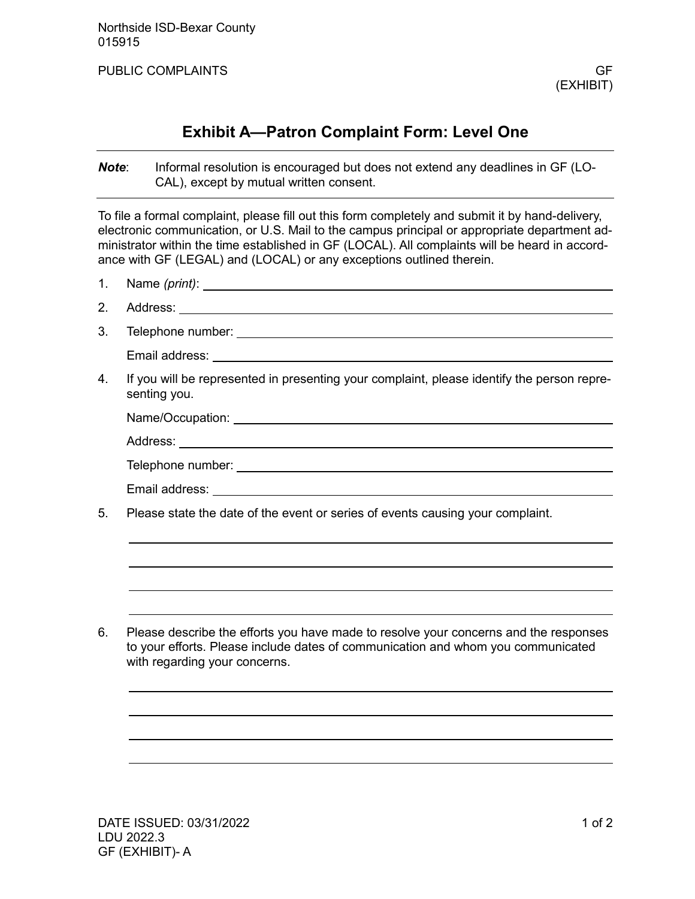Northside ISD-Bexar County
015915

PUBLIC COMPLAINTS GF (EXHIBIT)

## Exhibit A—Patron Complaint Form: Level One

***Note***: Informal resolution is encouraged but does not extend any deadlines in GF (LOCAL), except by mutual written consent.

To file a formal complaint, please fill out this form completely and submit it by hand-delivery, electronic communication, or U.S. Mail to the campus principal or appropriate department administrator within the time established in GF (LOCAL). All complaints will be heard in accordance with GF (LEGAL) and (LOCAL) or any exceptions outlined therein.

1. Name *(print)*: ______________________________

2. Address: ______________________________

3. Telephone number: ______________________________

   Email address: ______________________________

4. If you will be represented in presenting your complaint, please identify the person representing you.

   Name/Occupation: ______________________________

   Address: ______________________________

   Telephone number: ______________________________

   Email address: ______________________________

5. Please state the date of the event or series of events causing your complaint.

   ______________________________

   ______________________________

   ______________________________

   ______________________________

6. Please describe the efforts you have made to resolve your concerns and the responses to your efforts. Please include dates of communication and whom you communicated with regarding your concerns.

   ______________________________

   ______________________________

   ______________________________

   ______________________________

DATE ISSUED: 03/31/2022
LDU 2022.3
GF (EXHIBIT)- A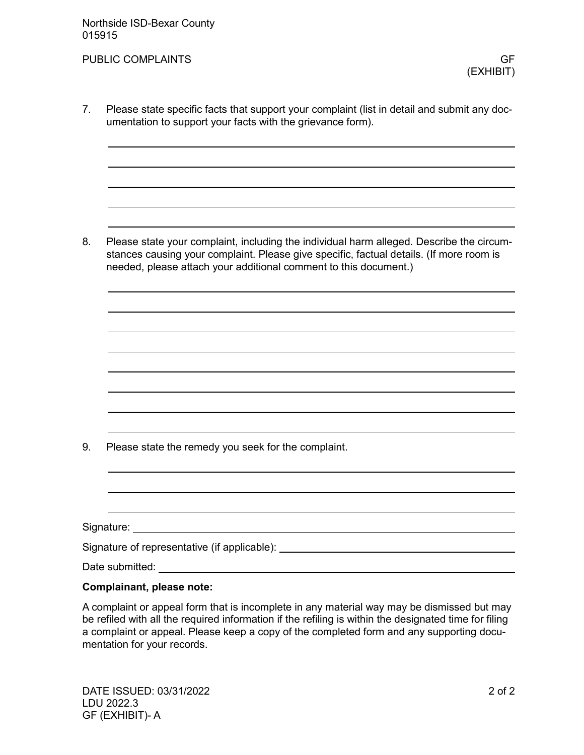7. Please state specific facts that support your complaint (list in detail and submit any documentation to support your facts with the grievance form).

_______________________________________________

_______________________________________________

_______________________________________________

_______________________________________________

_______________________________________________

8. Please state your complaint, including the individual harm alleged. Describe the circumstances causing your complaint. Please give specific, factual details. (If more room is needed, please attach your additional comment to this document.)

_______________________________________________

_______________________________________________

_______________________________________________

_______________________________________________

_______________________________________________

_______________________________________________

_______________________________________________

_______________________________________________

9. Please state the remedy you seek for the complaint.

_______________________________________________

_______________________________________________

_______________________________________________

Signature: _______________________________________________

Signature of representative (if applicable): _______________________________________________

Date submitted: _______________________________________________

**Complainant, please note:**

A complaint or appeal form that is incomplete in any material way may be dismissed but may be refiled with all the required information if the refiling is within the designated time for filing a complaint or appeal. Please keep a copy of the completed form and any supporting documentation for your records.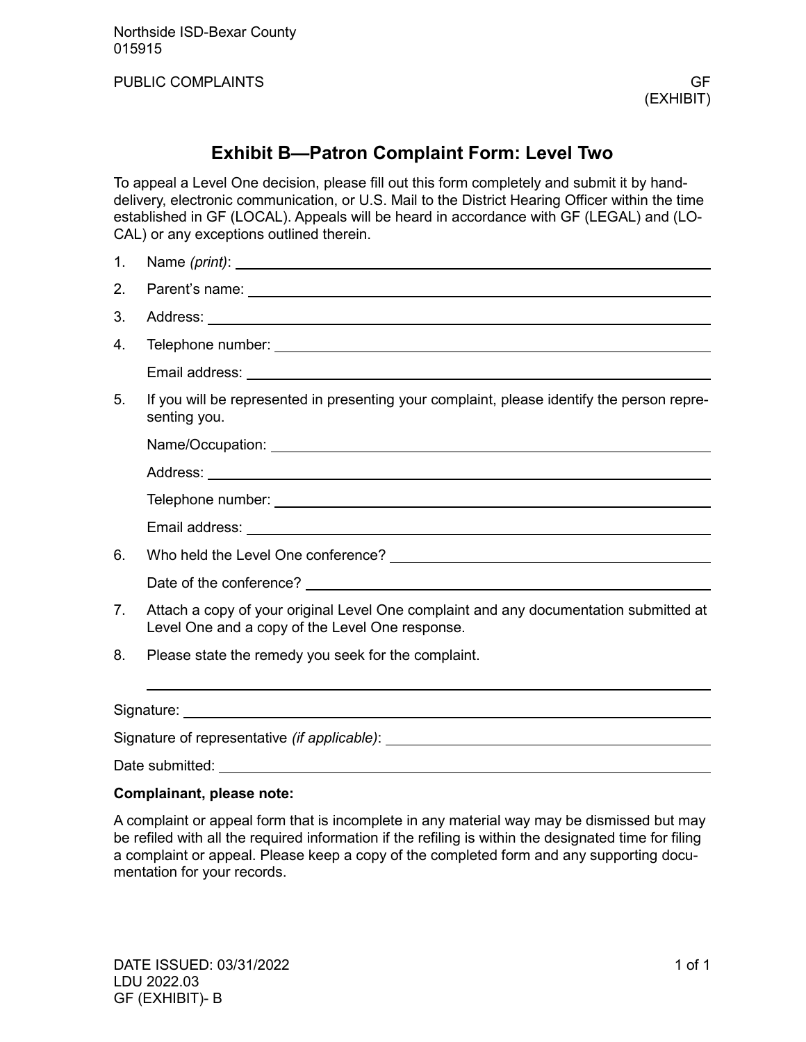# Exhibit B—Patron Complaint Form: Level Two

To appeal a Level One decision, please fill out this form completely and submit it by hand-delivery, electronic communication, or U.S. Mail to the District Hearing Officer within the time established in GF (LOCAL). Appeals will be heard in accordance with GF (LEGAL) and (LOCAL) or any exceptions outlined therein.

1. Name *(print)*: ______________________________

2. Parent's name: ______________________________

3. Address: ______________________________

4. Telephone number: ______________________________

   Email address: ______________________________

5. If you will be represented in presenting your complaint, please identify the person representing you.

   Name/Occupation: ______________________________

   Address: ______________________________

   Telephone number: ______________________________

   Email address: ______________________________

6. Who held the Level One conference? ______________________________

   Date of the conference? ______________________________

7. Attach a copy of your original Level One complaint and any documentation submitted at Level One and a copy of the Level One response.

8. Please state the remedy you seek for the complaint.

   ______________________________

Signature: ______________________________

Signature of representative *(if applicable)*: ______________________________

Date submitted: ______________________________

**Complainant, please note:**

A complaint or appeal form that is incomplete in any material way may be dismissed but may be refiled with all the required information if the refiling is within the designated time for filing a complaint or appeal. Please keep a copy of the completed form and any supporting documentation for your records.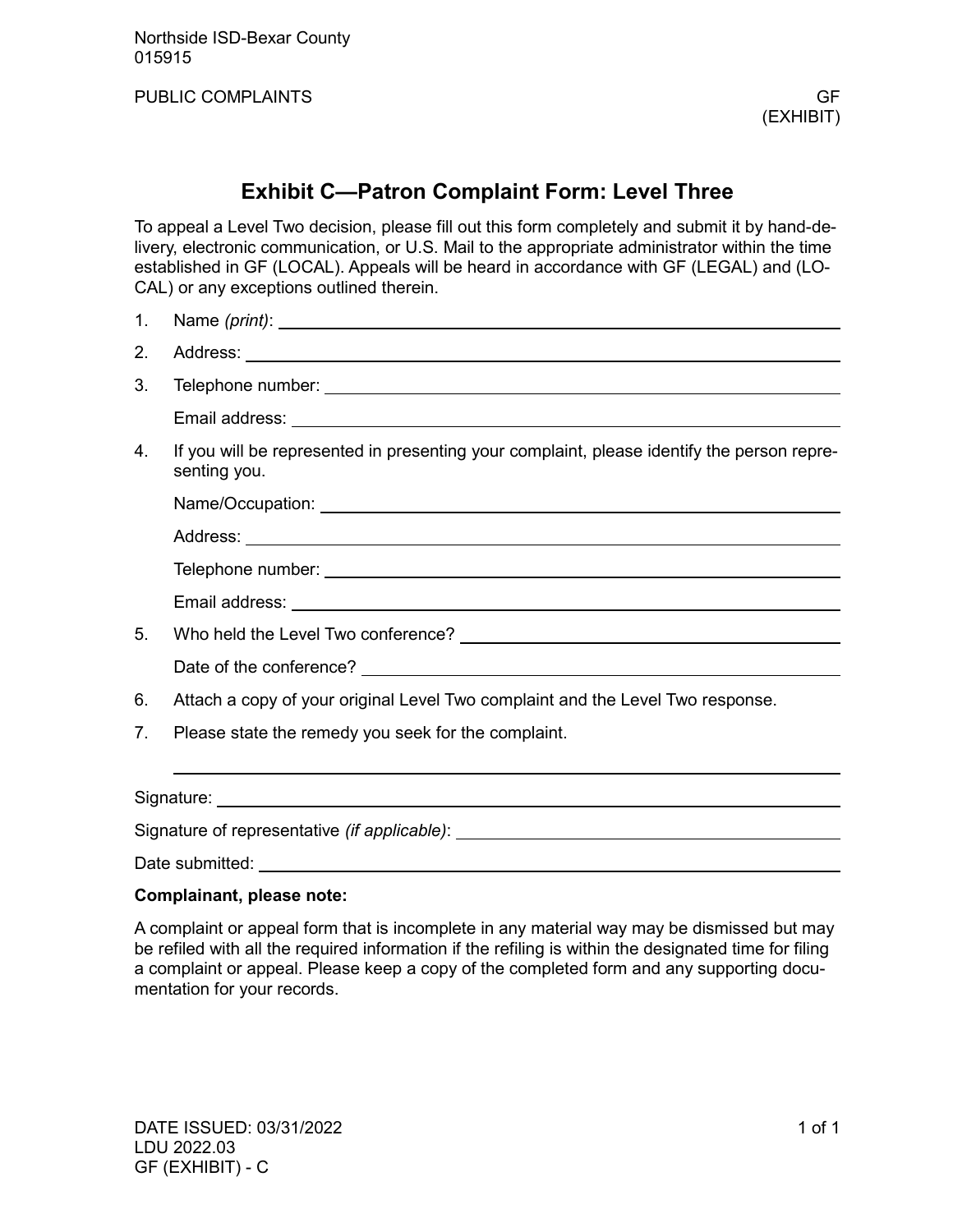Northside ISD-Bexar County
015915

PUBLIC COMPLAINTS GF
(EXHIBIT)

## Exhibit C—Patron Complaint Form: Level Three

To appeal a Level Two decision, please fill out this form completely and submit it by hand-delivery, electronic communication, or U.S. Mail to the appropriate administrator within the time established in GF (LOCAL). Appeals will be heard in accordance with GF (LEGAL) and (LOCAL) or any exceptions outlined therein.

1. Name *(print)*: ______________________________
2. Address: ______________________________
3. Telephone number: ______________________________

   Email address: ______________________________
4. If you will be represented in presenting your complaint, please identify the person representing you.

   Name/Occupation: ______________________________

   Address: ______________________________

   Telephone number: ______________________________

   Email address: ______________________________
5. Who held the Level Two conference? ______________________________

   Date of the conference? ______________________________
6. Attach a copy of your original Level Two complaint and the Level Two response.
7. Please state the remedy you seek for the complaint.

   ______________________________

Signature: ______________________________

Signature of representative *(if applicable)*: ______________________________

Date submitted: ______________________________

**Complainant, please note:**

A complaint or appeal form that is incomplete in any material way may be dismissed but may be refiled with all the required information if the refiling is within the designated time for filing a complaint or appeal. Please keep a copy of the completed form and any supporting documentation for your records.

DATE ISSUED: 03/31/2022
LDU 2022.03
GF (EXHIBIT) - C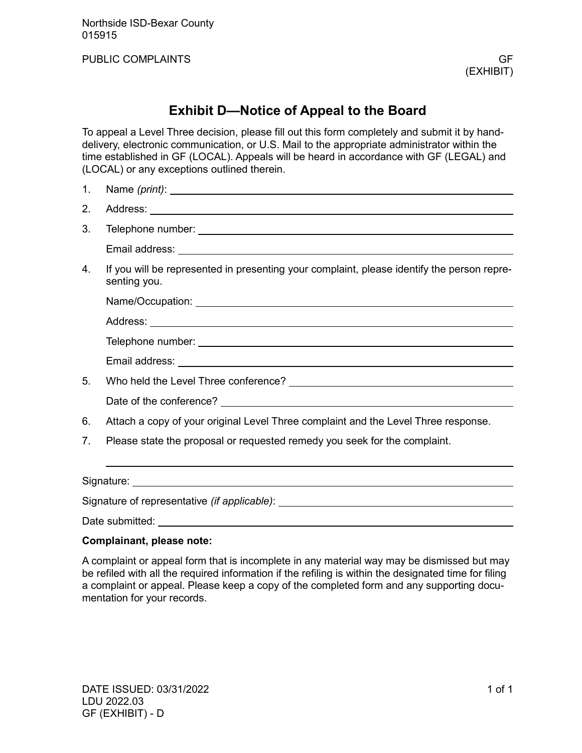Northside ISD-Bexar County
015915

PUBLIC COMPLAINTS GF (EXHIBIT)

# Exhibit D—Notice of Appeal to the Board

To appeal a Level Three decision, please fill out this form completely and submit it by hand-delivery, electronic communication, or U.S. Mail to the appropriate administrator within the time established in GF (LOCAL). Appeals will be heard in accordance with GF (LEGAL) and (LOCAL) or any exceptions outlined therein.

1. Name *(print)*: ______________________________

2. Address: ______________________________

3. Telephone number: ______________________________

   Email address: ______________________________

4. If you will be represented in presenting your complaint, please identify the person representing you.

   Name/Occupation: ______________________________

   Address: ______________________________

   Telephone number: ______________________________

   Email address: ______________________________

5. Who held the Level Three conference? ______________________________

   Date of the conference? ______________________________

6. Attach a copy of your original Level Three complaint and the Level Three response.

7. Please state the proposal or requested remedy you seek for the complaint.

   ______________________________

Signature: ______________________________

Signature of representative *(if applicable)*: ______________________________

Date submitted: ______________________________

**Complainant, please note:**

A complaint or appeal form that is incomplete in any material way may be dismissed but may be refiled with all the required information if the refiling is within the designated time for filing a complaint or appeal. Please keep a copy of the completed form and any supporting documentation for your records.

DATE ISSUED: 03/31/2022
LDU 2022.03
GF (EXHIBIT) - D